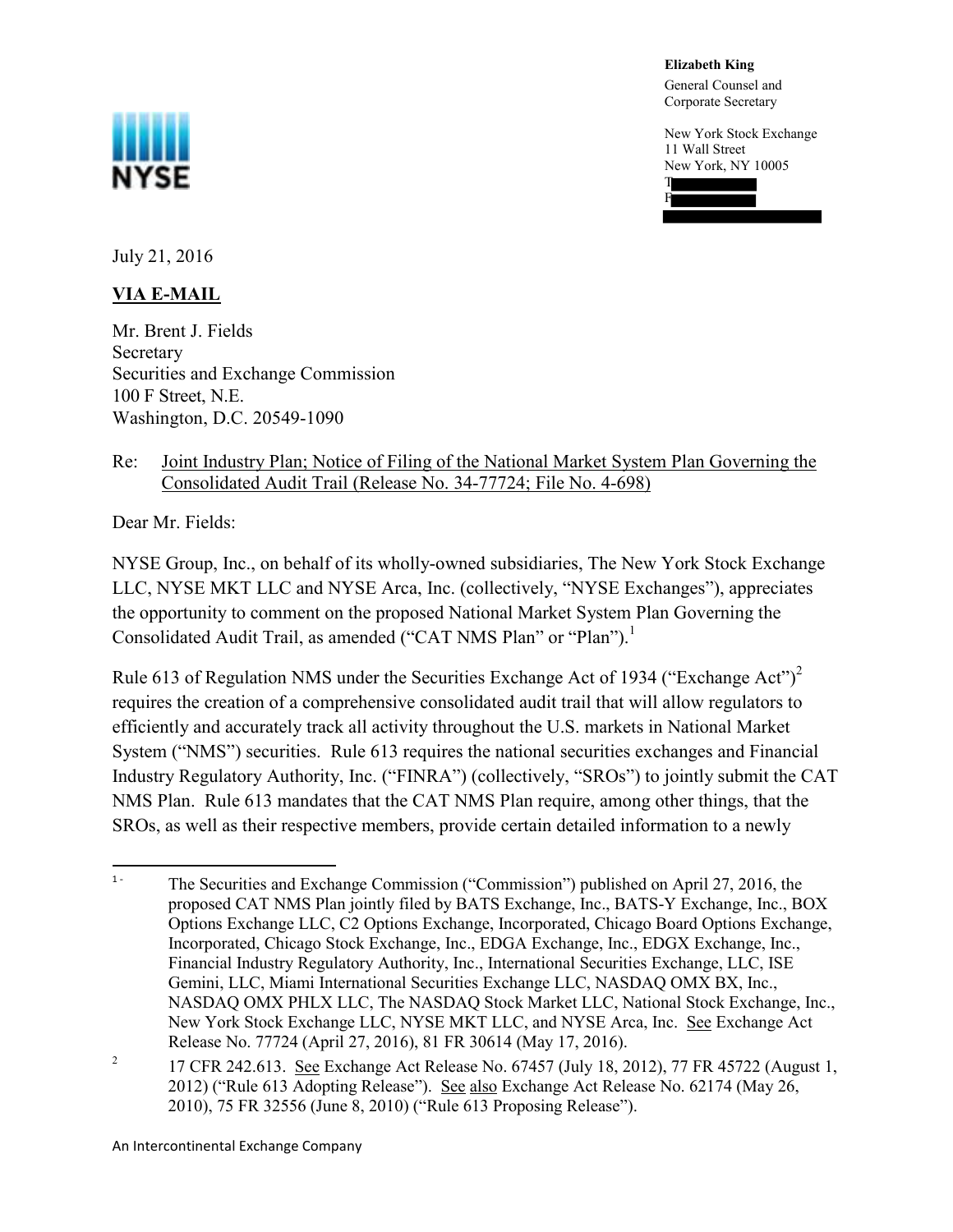**Elizabeth King**
General Counsel and
Corporate Secretary

New York Stock Exchange
11 Wall Street
New York, NY 10005
T
F

July 21, 2016

**VIA E-MAIL**

Mr. Brent J. Fields
Secretary
Securities and Exchange Commission
100 F Street, N.E.
Washington, D.C. 20549-1090

Re: Joint Industry Plan; Notice of Filing of the National Market System Plan Governing the Consolidated Audit Trail (Release No. 34-77724; File No. 4-698)

Dear Mr. Fields:

NYSE Group, Inc., on behalf of its wholly-owned subsidiaries, The New York Stock Exchange LLC, NYSE MKT LLC and NYSE Arca, Inc. (collectively, "NYSE Exchanges"), appreciates the opportunity to comment on the proposed National Market System Plan Governing the Consolidated Audit Trail, as amended ("CAT NMS Plan" or "Plan").[1]

Rule 613 of Regulation NMS under the Securities Exchange Act of 1934 ("Exchange Act")[2] requires the creation of a comprehensive consolidated audit trail that will allow regulators to efficiently and accurately track all activity throughout the U.S. markets in National Market System ("NMS") securities. Rule 613 requires the national securities exchanges and Financial Industry Regulatory Authority, Inc. ("FINRA") (collectively, "SROs") to jointly submit the CAT NMS Plan. Rule 613 mandates that the CAT NMS Plan require, among other things, that the SROs, as well as their respective members, provide certain detailed information to a newly

---

[1] The Securities and Exchange Commission ("Commission") published on April 27, 2016, the proposed CAT NMS Plan jointly filed by BATS Exchange, Inc., BATS-Y Exchange, Inc., BOX Options Exchange LLC, C2 Options Exchange, Incorporated, Chicago Board Options Exchange, Incorporated, Chicago Stock Exchange, Inc., EDGA Exchange, Inc., EDGX Exchange, Inc., Financial Industry Regulatory Authority, Inc., International Securities Exchange, LLC, ISE Gemini, LLC, Miami International Securities Exchange LLC, NASDAQ OMX BX, Inc., NASDAQ OMX PHLX LLC, The NASDAQ Stock Market LLC, National Stock Exchange, Inc., New York Stock Exchange LLC, NYSE MKT LLC, and NYSE Arca, Inc. See Exchange Act Release No. 77724 (April 27, 2016), 81 FR 30614 (May 17, 2016).

[2] 17 CFR 242.613. See Exchange Act Release No. 67457 (July 18, 2012), 77 FR 45722 (August 1, 2012) ("Rule 613 Adopting Release"). See also Exchange Act Release No. 62174 (May 26, 2010), 75 FR 32556 (June 8, 2010) ("Rule 613 Proposing Release").

An Intercontinental Exchange Company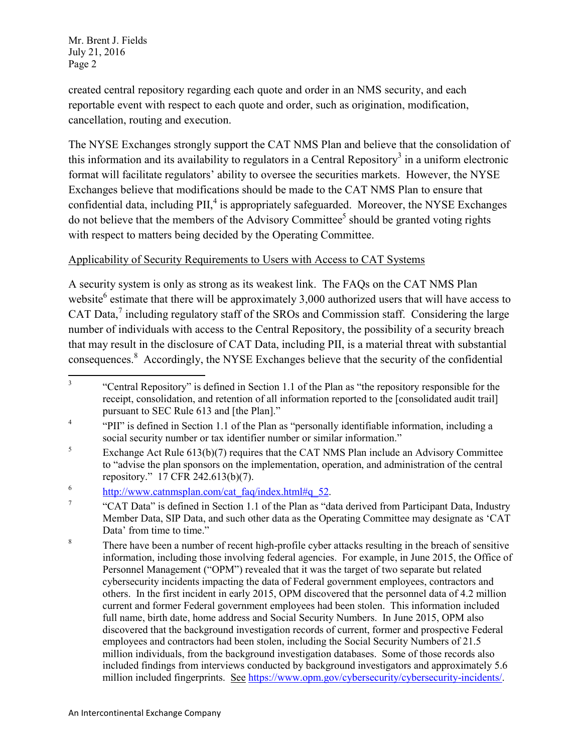created central repository regarding each quote and order in an NMS security, and each reportable event with respect to each quote and order, such as origination, modification, cancellation, routing and execution.

The NYSE Exchanges strongly support the CAT NMS Plan and believe that the consolidation of this information and its availability to regulators in a Central Repository[3] in a uniform electronic format will facilitate regulators' ability to oversee the securities markets. However, the NYSE Exchanges believe that modifications should be made to the CAT NMS Plan to ensure that confidential data, including PII,[4] is appropriately safeguarded. Moreover, the NYSE Exchanges do not believe that the members of the Advisory Committee[5] should be granted voting rights with respect to matters being decided by the Operating Committee.

Applicability of Security Requirements to Users with Access to CAT Systems

A security system is only as strong as its weakest link. The FAQs on the CAT NMS Plan website[6] estimate that there will be approximately 3,000 authorized users that will have access to CAT Data,[7] including regulatory staff of the SROs and Commission staff. Considering the large number of individuals with access to the Central Repository, the possibility of a security breach that may result in the disclosure of CAT Data, including PII, is a material threat with substantial consequences.[8] Accordingly, the NYSE Exchanges believe that the security of the confidential

---

[3] "Central Repository" is defined in Section 1.1 of the Plan as "the repository responsible for the receipt, consolidation, and retention of all information reported to the [consolidated audit trail] pursuant to SEC Rule 613 and [the Plan]."

[4] "PII" is defined in Section 1.1 of the Plan as "personally identifiable information, including a social security number or tax identifier number or similar information."

[5] Exchange Act Rule 613(b)(7) requires that the CAT NMS Plan include an Advisory Committee to "advise the plan sponsors on the implementation, operation, and administration of the central repository." 17 CFR 242.613(b)(7).

[6] http://www.catnmsplan.com/cat_faq/index.html#q_52.

[7] "CAT Data" is defined in Section 1.1 of the Plan as "data derived from Participant Data, Industry Member Data, SIP Data, and such other data as the Operating Committee may designate as 'CAT Data' from time to time."

[8] There have been a number of recent high-profile cyber attacks resulting in the breach of sensitive information, including those involving federal agencies. For example, in June 2015, the Office of Personnel Management ("OPM") revealed that it was the target of two separate but related cybersecurity incidents impacting the data of Federal government employees, contractors and others. In the first incident in early 2015, OPM discovered that the personnel data of 4.2 million current and former Federal government employees had been stolen. This information included full name, birth date, home address and Social Security Numbers. In June 2015, OPM also discovered that the background investigation records of current, former and prospective Federal employees and contractors had been stolen, including the Social Security Numbers of 21.5 million individuals, from the background investigation databases. Some of those records also included findings from interviews conducted by background investigators and approximately 5.6 million included fingerprints. See https://www.opm.gov/cybersecurity/cybersecurity-incidents/.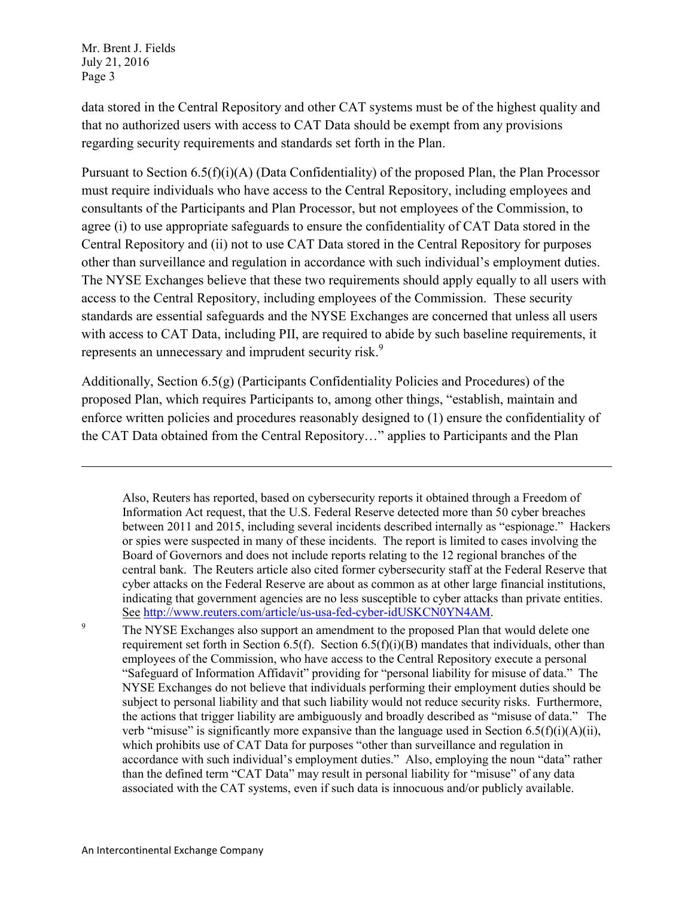data stored in the Central Repository and other CAT systems must be of the highest quality and that no authorized users with access to CAT Data should be exempt from any provisions regarding security requirements and standards set forth in the Plan.

Pursuant to Section 6.5(f)(i)(A) (Data Confidentiality) of the proposed Plan, the Plan Processor must require individuals who have access to the Central Repository, including employees and consultants of the Participants and Plan Processor, but not employees of the Commission, to agree (i) to use appropriate safeguards to ensure the confidentiality of CAT Data stored in the Central Repository and (ii) not to use CAT Data stored in the Central Repository for purposes other than surveillance and regulation in accordance with such individual's employment duties. The NYSE Exchanges believe that these two requirements should apply equally to all users with access to the Central Repository, including employees of the Commission. These security standards are essential safeguards and the NYSE Exchanges are concerned that unless all users with access to CAT Data, including PII, are required to abide by such baseline requirements, it represents an unnecessary and imprudent security risk.[9]

Additionally, Section 6.5(g) (Participants Confidentiality Policies and Procedures) of the proposed Plan, which requires Participants to, among other things, "establish, maintain and enforce written policies and procedures reasonably designed to (1) ensure the confidentiality of the CAT Data obtained from the Central Repository…" applies to Participants and the Plan

---

Also, Reuters has reported, based on cybersecurity reports it obtained through a Freedom of Information Act request, that the U.S. Federal Reserve detected more than 50 cyber breaches between 2011 and 2015, including several incidents described internally as "espionage." Hackers or spies were suspected in many of these incidents. The report is limited to cases involving the Board of Governors and does not include reports relating to the 12 regional branches of the central bank. The Reuters article also cited former cybersecurity staff at the Federal Reserve that cyber attacks on the Federal Reserve are about as common as at other large financial institutions, indicating that government agencies are no less susceptible to cyber attacks than private entities. See http://www.reuters.com/article/us-usa-fed-cyber-idUSKCN0YN4AM.

[9] The NYSE Exchanges also support an amendment to the proposed Plan that would delete one requirement set forth in Section 6.5(f). Section 6.5(f)(i)(B) mandates that individuals, other than employees of the Commission, who have access to the Central Repository execute a personal "Safeguard of Information Affidavit" providing for "personal liability for misuse of data." The NYSE Exchanges do not believe that individuals performing their employment duties should be subject to personal liability and that such liability would not reduce security risks. Furthermore, the actions that trigger liability are ambiguously and broadly described as "misuse of data." The verb "misuse" is significantly more expansive than the language used in Section 6.5(f)(i)(A)(ii), which prohibits use of CAT Data for purposes "other than surveillance and regulation in accordance with such individual's employment duties." Also, employing the noun "data" rather than the defined term "CAT Data" may result in personal liability for "misuse" of any data associated with the CAT systems, even if such data is innocuous and/or publicly available.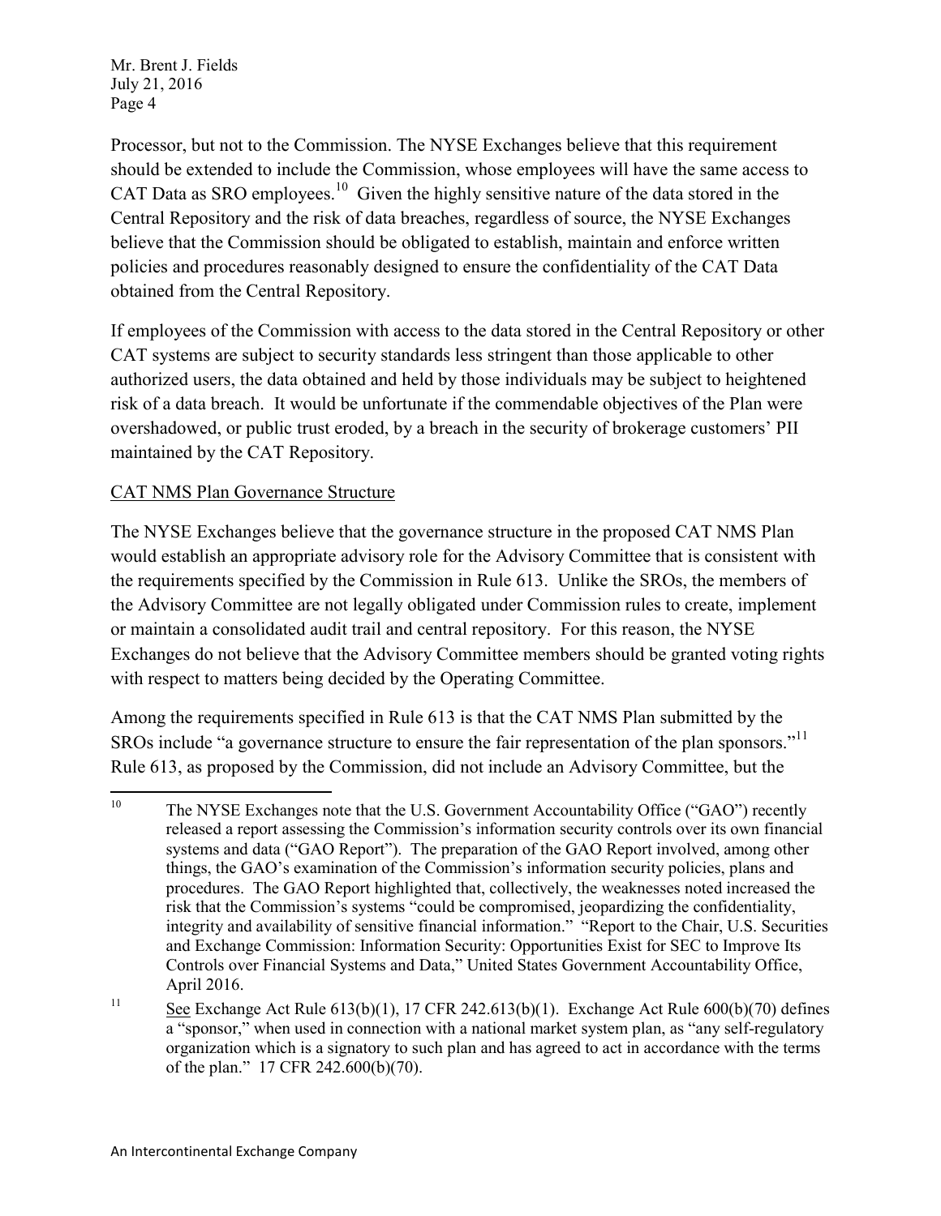Processor, but not to the Commission. The NYSE Exchanges believe that this requirement should be extended to include the Commission, whose employees will have the same access to CAT Data as SRO employees.[10] Given the highly sensitive nature of the data stored in the Central Repository and the risk of data breaches, regardless of source, the NYSE Exchanges believe that the Commission should be obligated to establish, maintain and enforce written policies and procedures reasonably designed to ensure the confidentiality of the CAT Data obtained from the Central Repository.

If employees of the Commission with access to the data stored in the Central Repository or other CAT systems are subject to security standards less stringent than those applicable to other authorized users, the data obtained and held by those individuals may be subject to heightened risk of a data breach. It would be unfortunate if the commendable objectives of the Plan were overshadowed, or public trust eroded, by a breach in the security of brokerage customers' PII maintained by the CAT Repository.

## CAT NMS Plan Governance Structure

The NYSE Exchanges believe that the governance structure in the proposed CAT NMS Plan would establish an appropriate advisory role for the Advisory Committee that is consistent with the requirements specified by the Commission in Rule 613. Unlike the SROs, the members of the Advisory Committee are not legally obligated under Commission rules to create, implement or maintain a consolidated audit trail and central repository. For this reason, the NYSE Exchanges do not believe that the Advisory Committee members should be granted voting rights with respect to matters being decided by the Operating Committee.

Among the requirements specified in Rule 613 is that the CAT NMS Plan submitted by the SROs include "a governance structure to ensure the fair representation of the plan sponsors."[11] Rule 613, as proposed by the Commission, did not include an Advisory Committee, but the

---

[10] The NYSE Exchanges note that the U.S. Government Accountability Office ("GAO") recently released a report assessing the Commission's information security controls over its own financial systems and data ("GAO Report"). The preparation of the GAO Report involved, among other things, the GAO's examination of the Commission's information security policies, plans and procedures. The GAO Report highlighted that, collectively, the weaknesses noted increased the risk that the Commission's systems "could be compromised, jeopardizing the confidentiality, integrity and availability of sensitive financial information." "Report to the Chair, U.S. Securities and Exchange Commission: Information Security: Opportunities Exist for SEC to Improve Its Controls over Financial Systems and Data," United States Government Accountability Office, April 2016.

[11] See Exchange Act Rule 613(b)(1), 17 CFR 242.613(b)(1). Exchange Act Rule 600(b)(70) defines a "sponsor," when used in connection with a national market system plan, as "any self-regulatory organization which is a signatory to such plan and has agreed to act in accordance with the terms of the plan." 17 CFR 242.600(b)(70).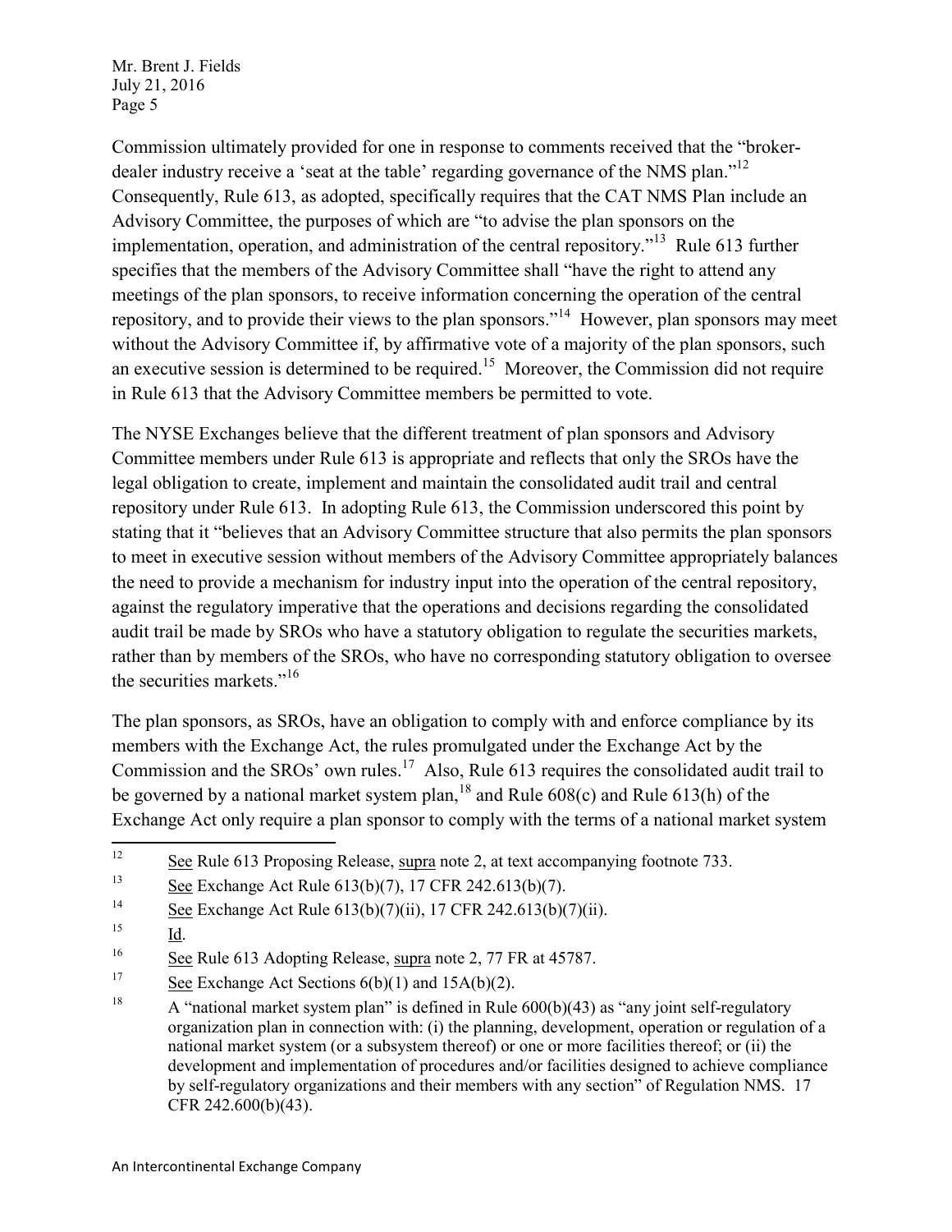Commission ultimately provided for one in response to comments received that the "broker-dealer industry receive a 'seat at the table' regarding governance of the NMS plan."[12] Consequently, Rule 613, as adopted, specifically requires that the CAT NMS Plan include an Advisory Committee, the purposes of which are "to advise the plan sponsors on the implementation, operation, and administration of the central repository."[13] Rule 613 further specifies that the members of the Advisory Committee shall "have the right to attend any meetings of the plan sponsors, to receive information concerning the operation of the central repository, and to provide their views to the plan sponsors."[14] However, plan sponsors may meet without the Advisory Committee if, by affirmative vote of a majority of the plan sponsors, such an executive session is determined to be required.[15] Moreover, the Commission did not require in Rule 613 that the Advisory Committee members be permitted to vote.

The NYSE Exchanges believe that the different treatment of plan sponsors and Advisory Committee members under Rule 613 is appropriate and reflects that only the SROs have the legal obligation to create, implement and maintain the consolidated audit trail and central repository under Rule 613. In adopting Rule 613, the Commission underscored this point by stating that it "believes that an Advisory Committee structure that also permits the plan sponsors to meet in executive session without members of the Advisory Committee appropriately balances the need to provide a mechanism for industry input into the operation of the central repository, against the regulatory imperative that the operations and decisions regarding the consolidated audit trail be made by SROs who have a statutory obligation to regulate the securities markets, rather than by members of the SROs, who have no corresponding statutory obligation to oversee the securities markets."[16]

The plan sponsors, as SROs, have an obligation to comply with and enforce compliance by its members with the Exchange Act, the rules promulgated under the Exchange Act by the Commission and the SROs' own rules.[17] Also, Rule 613 requires the consolidated audit trail to be governed by a national market system plan,[18] and Rule 608(c) and Rule 613(h) of the Exchange Act only require a plan sponsor to comply with the terms of a national market system

---

[12] See Rule 613 Proposing Release, supra note 2, at text accompanying footnote 733.

[13] See Exchange Act Rule 613(b)(7), 17 CFR 242.613(b)(7).

[14] See Exchange Act Rule 613(b)(7)(ii), 17 CFR 242.613(b)(7)(ii).

[15] Id.

[16] See Rule 613 Adopting Release, supra note 2, 77 FR at 45787.

[17] See Exchange Act Sections 6(b)(1) and 15A(b)(2).

[18] A "national market system plan" is defined in Rule 600(b)(43) as "any joint self-regulatory organization plan in connection with: (i) the planning, development, operation or regulation of a national market system (or a subsystem thereof) or one or more facilities thereof; or (ii) the development and implementation of procedures and/or facilities designed to achieve compliance by self-regulatory organizations and their members with any section" of Regulation NMS. 17 CFR 242.600(b)(43).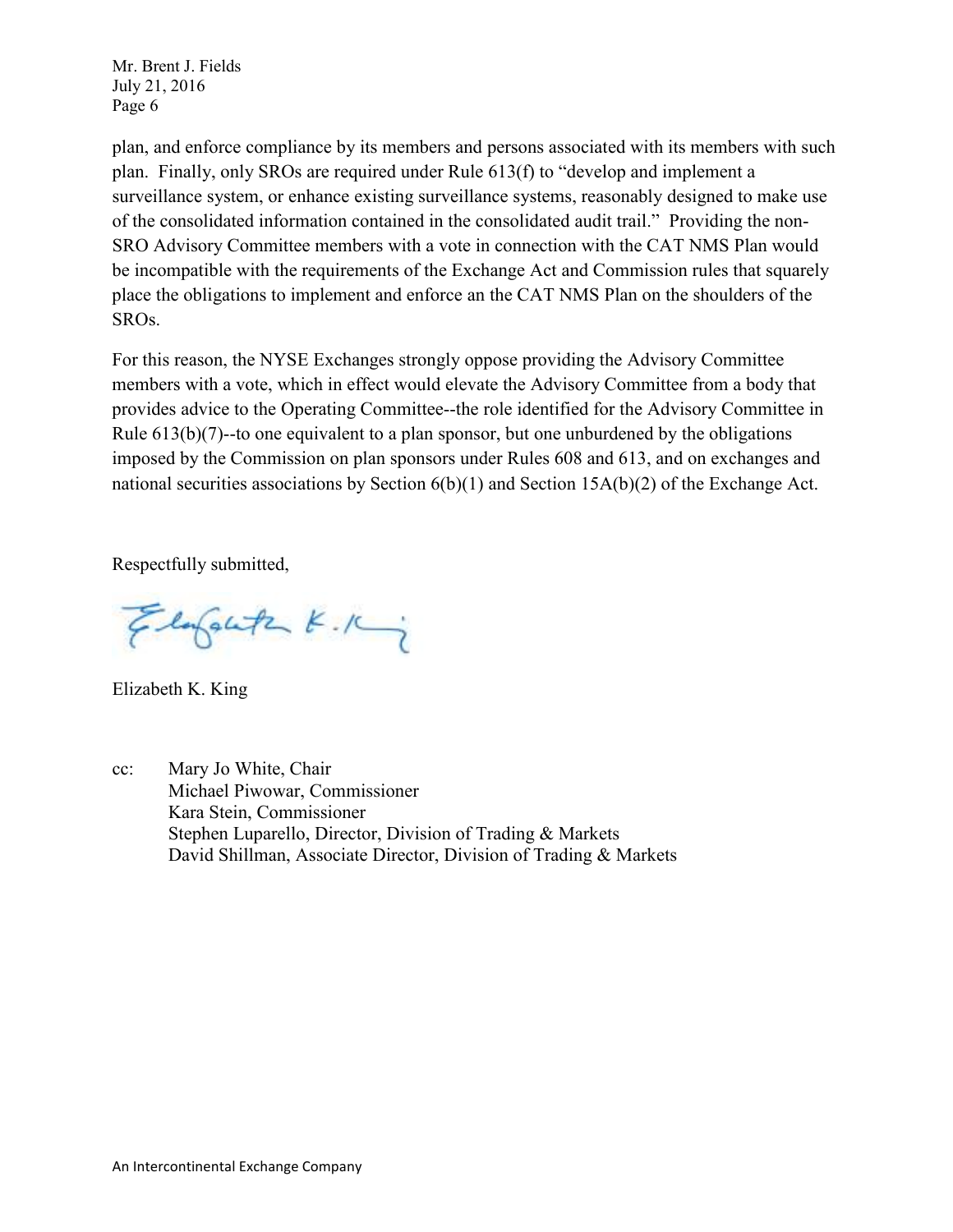plan, and enforce compliance by its members and persons associated with its members with such plan. Finally, only SROs are required under Rule 613(f) to "develop and implement a surveillance system, or enhance existing surveillance systems, reasonably designed to make use of the consolidated information contained in the consolidated audit trail." Providing the non-SRO Advisory Committee members with a vote in connection with the CAT NMS Plan would be incompatible with the requirements of the Exchange Act and Commission rules that squarely place the obligations to implement and enforce an the CAT NMS Plan on the shoulders of the SROs.

For this reason, the NYSE Exchanges strongly oppose providing the Advisory Committee members with a vote, which in effect would elevate the Advisory Committee from a body that provides advice to the Operating Committee--the role identified for the Advisory Committee in Rule 613(b)(7)--to one equivalent to a plan sponsor, but one unburdened by the obligations imposed by the Commission on plan sponsors under Rules 608 and 613, and on exchanges and national securities associations by Section 6(b)(1) and Section 15A(b)(2) of the Exchange Act.

Respectfully submitted,

Elizabeth K. King

cc: Mary Jo White, Chair
Michael Piwowar, Commissioner
Kara Stein, Commissioner
Stephen Luparello, Director, Division of Trading & Markets
David Shillman, Associate Director, Division of Trading & Markets